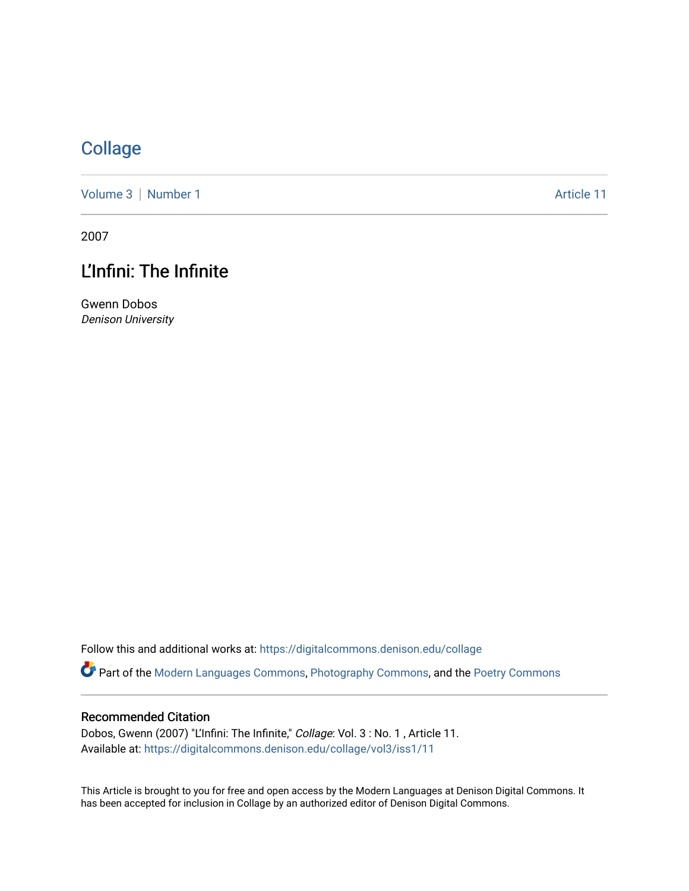# Collage

Volume 3 | Number 1 Article 11

2007

## L'Infini: The Infinite

Gwenn Dobos
*Denison University*

Follow this and additional works at: https://digitalcommons.denison.edu/collage

Part of the Modern Languages Commons, Photography Commons, and the Poetry Commons

### Recommended Citation

Dobos, Gwenn (2007) "L'Infini: The Infinite," *Collage*: Vol. 3 : No. 1 , Article 11.
Available at: https://digitalcommons.denison.edu/collage/vol3/iss1/11

This Article is brought to you for free and open access by the Modern Languages at Denison Digital Commons. It has been accepted for inclusion in Collage by an authorized editor of Denison Digital Commons.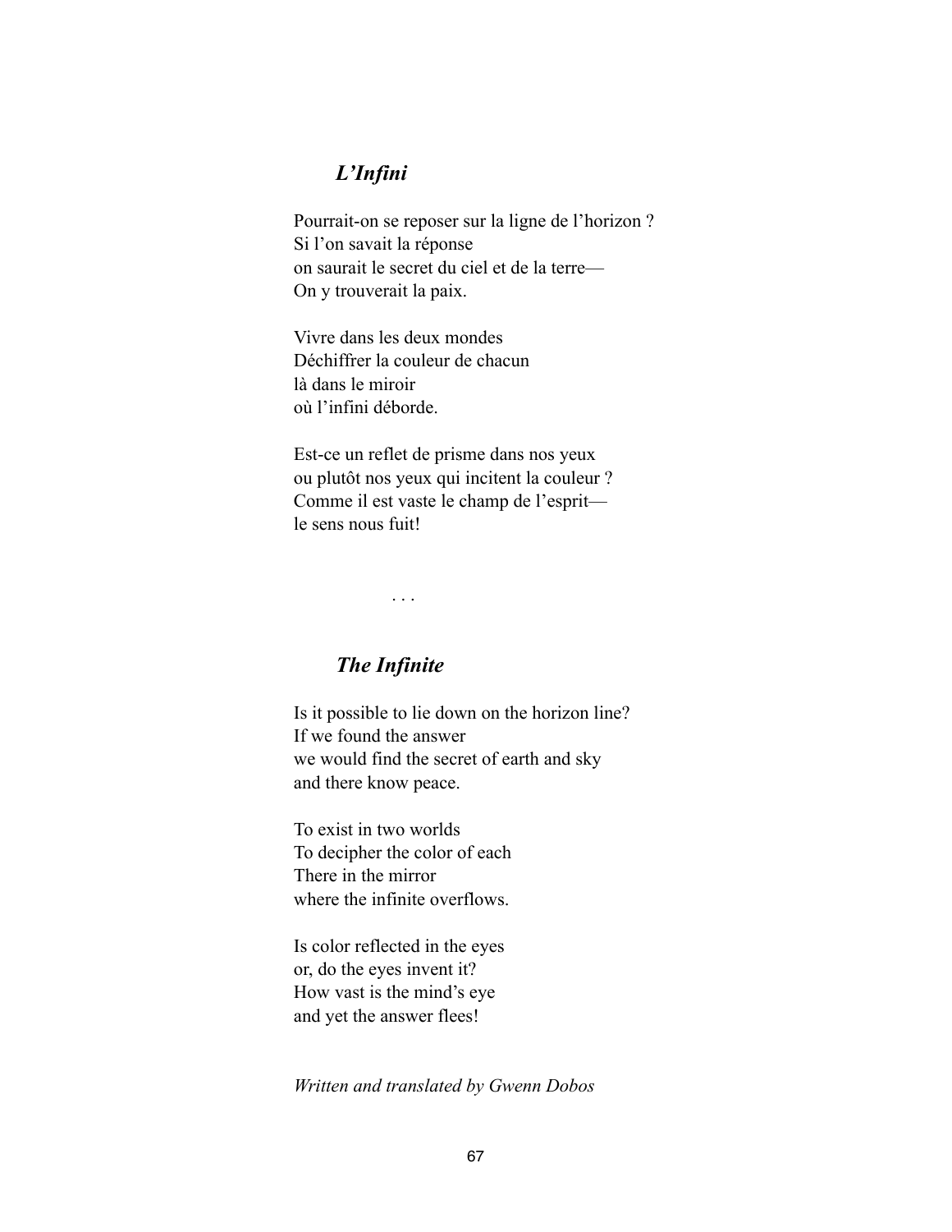## *L'Infini*

Pourrait-on se reposer sur la ligne de l'horizon ?
Si l'on savait la réponse
on saurait le secret du ciel et de la terre—
On y trouverait la paix.

Vivre dans les deux mondes
Déchiffrer la couleur de chacun
là dans le miroir
où l'infini déborde.

Est-ce un reflet de prisme dans nos yeux
ou plutôt nos yeux qui incitent la couleur ?
Comme il est vaste le champ de l'esprit—
le sens nous fuit!

. . .

## *The Infinite*

Is it possible to lie down on the horizon line?
If we found the answer
we would find the secret of earth and sky
and there know peace.

To exist in two worlds
To decipher the color of each
There in the mirror
where the infinite overflows.

Is color reflected in the eyes
or, do the eyes invent it?
How vast is the mind's eye
and yet the answer flees!

*Written and translated by Gwenn Dobos*